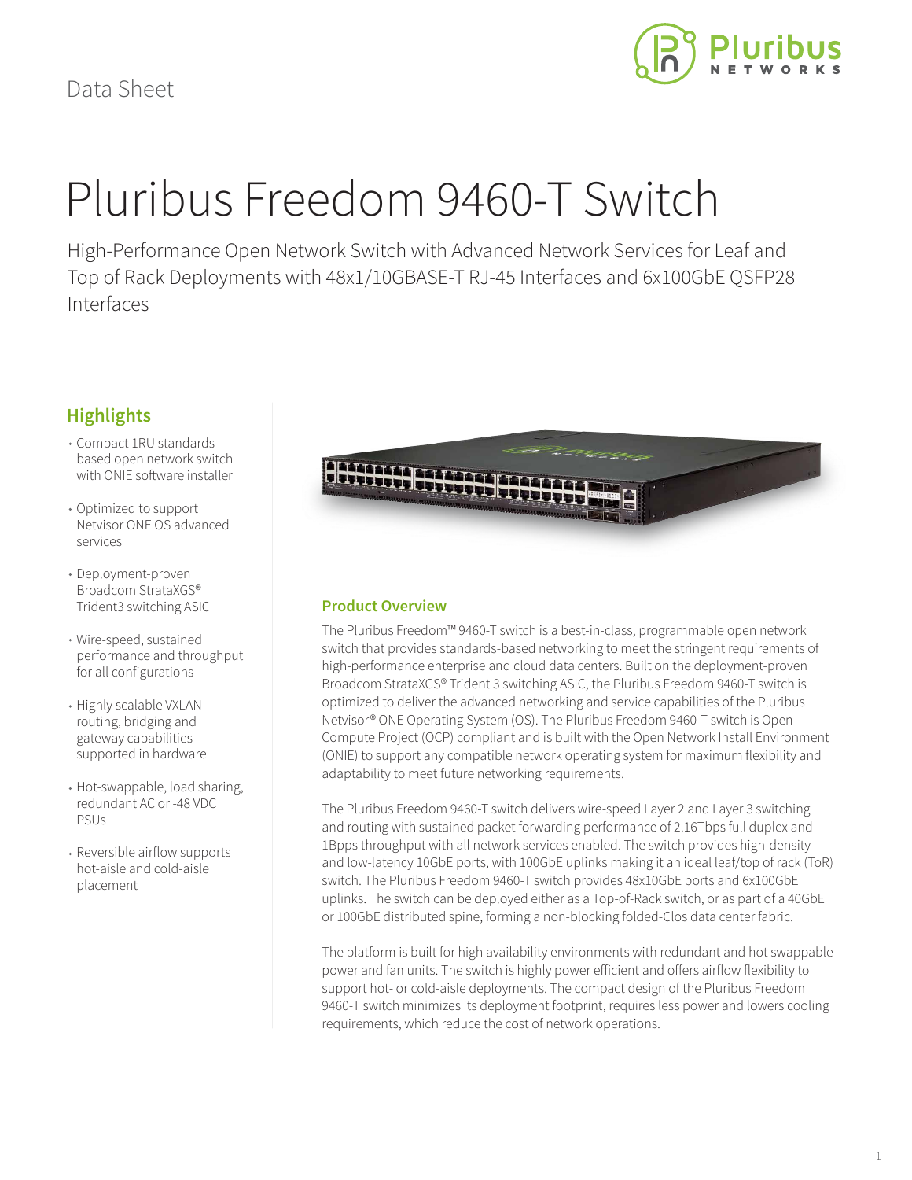Data Sheet

# Pluribus Freedom 9460-T Switch

High-Performance Open Network Switch with Advanced Network Services for Leaf and Top of Rack Deployments with 48x1/10GBASE-T RJ-45 Interfaces and 6x100GbE QSFP28 Interfaces

## Highlights

- Compact 1RU standards based open network switch with ONIE software installer
- Optimized to support Netvisor ONE OS advanced services
- Deployment-proven Broadcom StrataXGS® Trident3 switching ASIC
- Wire-speed, sustained performance and throughput for all configurations
- Highly scalable VXLAN routing, bridging and gateway capabilities supported in hardware
- Hot-swappable, load sharing, redundant AC or -48 VDC PSUs
- Reversible airflow supports hot-aisle and cold-aisle placement

## Product Overview

The Pluribus Freedom™ 9460-T switch is a best-in-class, programmable open network switch that provides standards-based networking to meet the stringent requirements of high-performance enterprise and cloud data centers. Built on the deployment-proven Broadcom StrataXGS® Trident 3 switching ASIC, the Pluribus Freedom 9460-T switch is optimized to deliver the advanced networking and service capabilities of the Pluribus Netvisor® ONE Operating System (OS). The Pluribus Freedom 9460-T switch is Open Compute Project (OCP) compliant and is built with the Open Network Install Environment (ONIE) to support any compatible network operating system for maximum flexibility and adaptability to meet future networking requirements.

The Pluribus Freedom 9460-T switch delivers wire-speed Layer 2 and Layer 3 switching and routing with sustained packet forwarding performance of 2.16Tbps full duplex and 1Bpps throughput with all network services enabled. The switch provides high-density and low-latency 10GbE ports, with 100GbE uplinks making it an ideal leaf/top of rack (ToR) switch. The Pluribus Freedom 9460-T switch provides 48x10GbE ports and 6x100GbE uplinks. The switch can be deployed either as a Top-of-Rack switch, or as part of a 40GbE or 100GbE distributed spine, forming a non-blocking folded-Clos data center fabric.

The platform is built for high availability environments with redundant and hot swappable power and fan units. The switch is highly power efficient and offers airflow flexibility to support hot- or cold-aisle deployments. The compact design of the Pluribus Freedom 9460-T switch minimizes its deployment footprint, requires less power and lowers cooling requirements, which reduce the cost of network operations.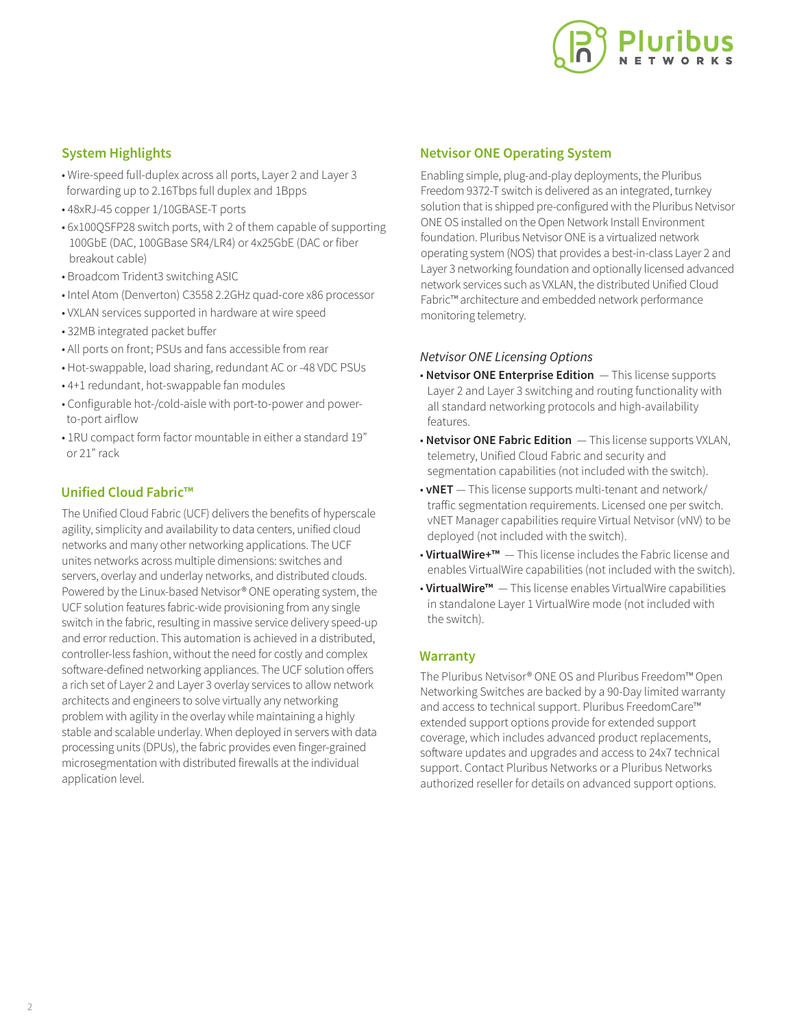## System Highlights

- Wire-speed full-duplex across all ports, Layer 2 and Layer 3 forwarding up to 2.16Tbps full duplex and 1Bpps
- 48xRJ-45 copper 1/10GBASE-T ports
- 6x100QSFP28 switch ports, with 2 of them capable of supporting 100GbE (DAC, 100GBase SR4/LR4) or 4x25GbE (DAC or fiber breakout cable)
- Broadcom Trident3 switching ASIC
- Intel Atom (Denverton) C3558 2.2GHz quad-core x86 processor
- VXLAN services supported in hardware at wire speed
- 32MB integrated packet buffer
- All ports on front; PSUs and fans accessible from rear
- Hot-swappable, load sharing, redundant AC or -48 VDC PSUs
- 4+1 redundant, hot-swappable fan modules
- Configurable hot-/cold-aisle with port-to-power and power-to-port airflow
- 1RU compact form factor mountable in either a standard 19" or 21" rack

## Unified Cloud Fabric™

The Unified Cloud Fabric (UCF) delivers the benefits of hyperscale agility, simplicity and availability to data centers, unified cloud networks and many other networking applications. The UCF unites networks across multiple dimensions: switches and servers, overlay and underlay networks, and distributed clouds. Powered by the Linux-based Netvisor® ONE operating system, the UCF solution features fabric-wide provisioning from any single switch in the fabric, resulting in massive service delivery speed-up and error reduction. This automation is achieved in a distributed, controller-less fashion, without the need for costly and complex software-defined networking appliances. The UCF solution offers a rich set of Layer 2 and Layer 3 overlay services to allow network architects and engineers to solve virtually any networking problem with agility in the overlay while maintaining a highly stable and scalable underlay. When deployed in servers with data processing units (DPUs), the fabric provides even finger-grained microsegmentation with distributed firewalls at the individual application level.

## Netvisor ONE Operating System

Enabling simple, plug-and-play deployments, the Pluribus Freedom 9372-T switch is delivered as an integrated, turnkey solution that is shipped pre-configured with the Pluribus Netvisor ONE OS installed on the Open Network Install Environment foundation. Pluribus Netvisor ONE is a virtualized network operating system (NOS) that provides a best-in-class Layer 2 and Layer 3 networking foundation and optionally licensed advanced network services such as VXLAN, the distributed Unified Cloud Fabric™ architecture and embedded network performance monitoring telemetry.

### *Netvisor ONE Licensing Options*

- **Netvisor ONE Enterprise Edition** — This license supports Layer 2 and Layer 3 switching and routing functionality with all standard networking protocols and high-availability features.
- **Netvisor ONE Fabric Edition** — This license supports VXLAN, telemetry, Unified Cloud Fabric and security and segmentation capabilities (not included with the switch).
- **vNET** — This license supports multi-tenant and network/traffic segmentation requirements. Licensed one per switch. vNET Manager capabilities require Virtual Netvisor (vNV) to be deployed (not included with the switch).
- **VirtualWire+™** — This license includes the Fabric license and enables VirtualWire capabilities (not included with the switch).
- **VirtualWire™** — This license enables VirtualWire capabilities in standalone Layer 1 VirtualWire mode (not included with the switch).

## Warranty

The Pluribus Netvisor® ONE OS and Pluribus Freedom™ Open Networking Switches are backed by a 90-Day limited warranty and access to technical support. Pluribus FreedomCare™ extended support options provide for extended support coverage, which includes advanced product replacements, software updates and upgrades and access to 24x7 technical support. Contact Pluribus Networks or a Pluribus Networks authorized reseller for details on advanced support options.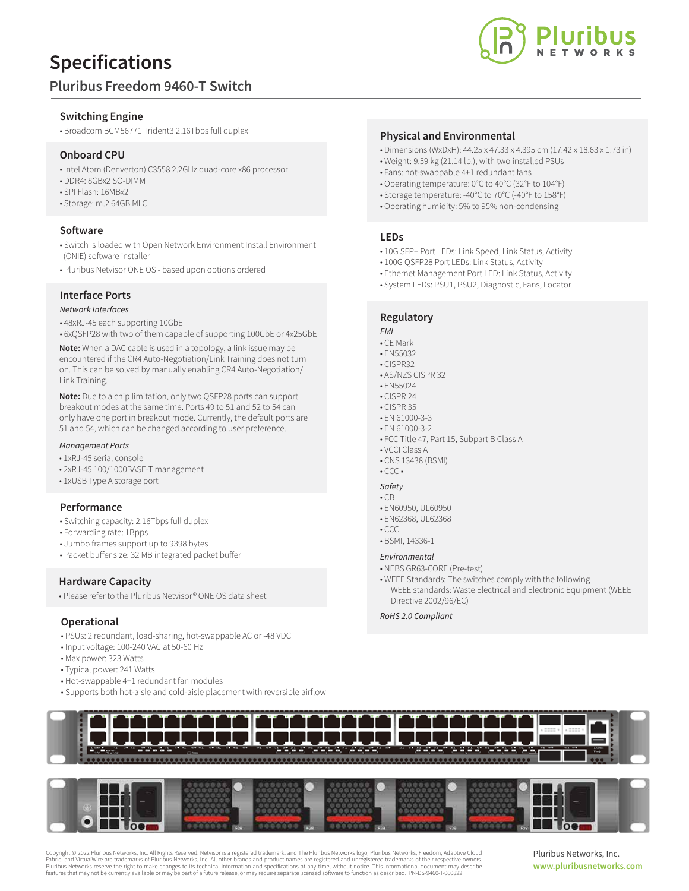# Specifications

## Pluribus Freedom 9460-T Switch

### Switching Engine

- Broadcom BCM56771 Trident3 2.16Tbps full duplex

### Onboard CPU

- Intel Atom (Denverton) C3558 2.2GHz quad-core x86 processor
- DDR4: 8GBx2 SO-DIMM
- SPI Flash: 16MBx2
- Storage: m.2 64GB MLC

### Software

- Switch is loaded with Open Network Environment Install Environment (ONIE) software installer
- Pluribus Netvisor ONE OS - based upon options ordered

### Interface Ports

*Network Interfaces*

- 48xRJ-45 each supporting 10GbE
- 6xQSFP28 with two of them capable of supporting 100GbE or 4x25GbE

**Note:** When a DAC cable is used in a topology, a link issue may be encountered if the CR4 Auto-Negotiation/Link Training does not turn on. This can be solved by manually enabling CR4 Auto-Negotiation/ Link Training.

**Note:** Due to a chip limitation, only two QSFP28 ports can support breakout modes at the same time. Ports 49 to 51 and 52 to 54 can only have one port in breakout mode. Currently, the default ports are 51 and 54, which can be changed according to user preference.

*Management Ports*

- 1xRJ-45 serial console
- 2xRJ-45 100/1000BASE-T management
- 1xUSB Type A storage port

### Performance

- Switching capacity: 2.16Tbps full duplex
- Forwarding rate: 1Bpps
- Jumbo frames support up to 9398 bytes
- Packet buffer size: 32 MB integrated packet buffer

### Hardware Capacity

- Please refer to the Pluribus Netvisor® ONE OS data sheet

### Operational

- PSUs: 2 redundant, load-sharing, hot-swappable AC or -48 VDC
- Input voltage: 100-240 VAC at 50-60 Hz
- Max power: 323 Watts
- Typical power: 241 Watts
- Hot-swappable 4+1 redundant fan modules
- Supports both hot-aisle and cold-aisle placement with reversible airflow

### Physical and Environmental

- Dimensions (WxDxH): 44.25 x 47.33 x 4.395 cm (17.42 x 18.63 x 1.73 in)
- Weight: 9.59 kg (21.14 lb.), with two installed PSUs
- Fans: hot-swappable 4+1 redundant fans
- Operating temperature: 0°C to 40°C (32°F to 104°F)
- Storage temperature: -40°C to 70°C (-40°F to 158°F)
- Operating humidity: 5% to 95% non-condensing

### LEDs

- 10G SFP+ Port LEDs: Link Speed, Link Status, Activity
- 100G QSFP28 Port LEDs: Link Status, Activity
- Ethernet Management Port LED: Link Status, Activity
- System LEDs: PSU1, PSU2, Diagnostic, Fans, Locator

### Regulatory

*EMI*

- CE Mark
- EN55032
- CISPR32
- AS/NZS CISPR 32
- EN55024
- CISPR 24
- CISPR 35
- EN 61000-3-3
- EN 61000-3-2
- FCC Title 47, Part 15, Subpart B Class A
- VCCI Class A
- CNS 13438 (BSMI)
- CCC •

*Safety*

- CB
- EN60950, UL60950
- EN62368, UL62368
- CCC
- BSMI, 14336-1

*Environmental*

- NEBS GR63-CORE (Pre-test)
- WEEE Standards: The switches comply with the following WEEE standards: Waste Electrical and Electronic Equipment (WEEE Directive 2002/96/EC)

*RoHS 2.0 Compliant*

Copyright © 2022 Pluribus Networks, Inc. All Rights Reserved. Netvisor is a registered trademark, and The Pluribus Networks logo, Pluribus Networks, Freedom, Adaptive Cloud Fabric, and VirtualWire are trademarks of Pluribus Networks, Inc. All other brands and product names are registered and unregistered trademarks of their respective owners. Pluribus Networks reserve the right to make changes to its technical information and specifications at any time, without notice. This informational document may describe features that may not be currently available or may be part of a future release, or may require separate licensed software to function as described. PN-DS-9460-T-060822

Pluribus Networks, Inc.
www.pluribusnetworks.com